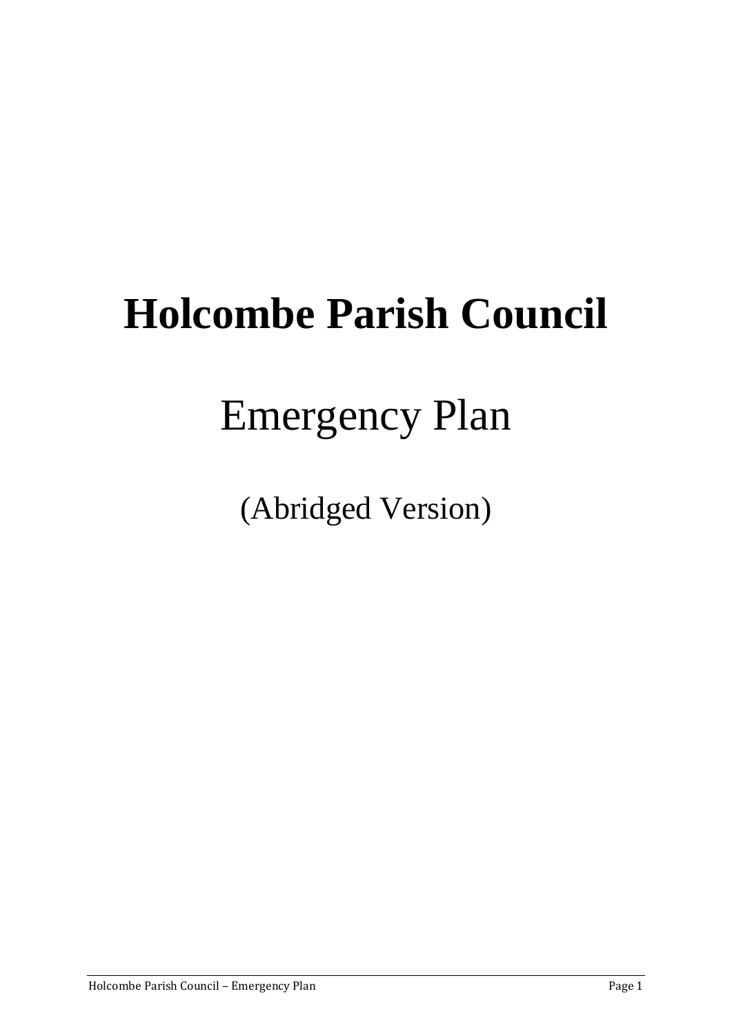# Holcombe Parish Council

## Emergency Plan

(Abridged Version)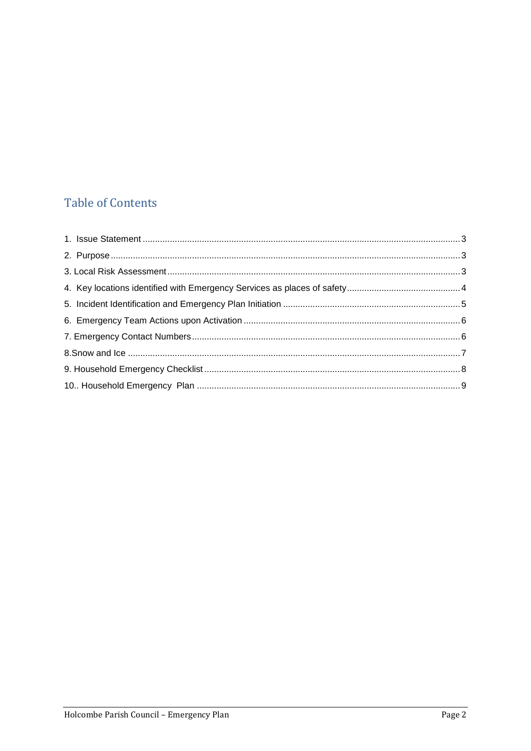## Table of Contents

1. Issue Statement ........................................................ 3
2. Purpose ........................................................ 3
3. Local Risk Assessment ........................................................ 3
4. Key locations identified with Emergency Services as places of safety ........................................................ 4
5. Incident Identification and Emergency Plan Initiation ........................................................ 5
6. Emergency Team Actions upon Activation ........................................................ 6
7. Emergency Contact Numbers ........................................................ 6
8.Snow and Ice ........................................................ 7
9. Household Emergency Checklist ........................................................ 8
10.. Household Emergency Plan ........................................................ 9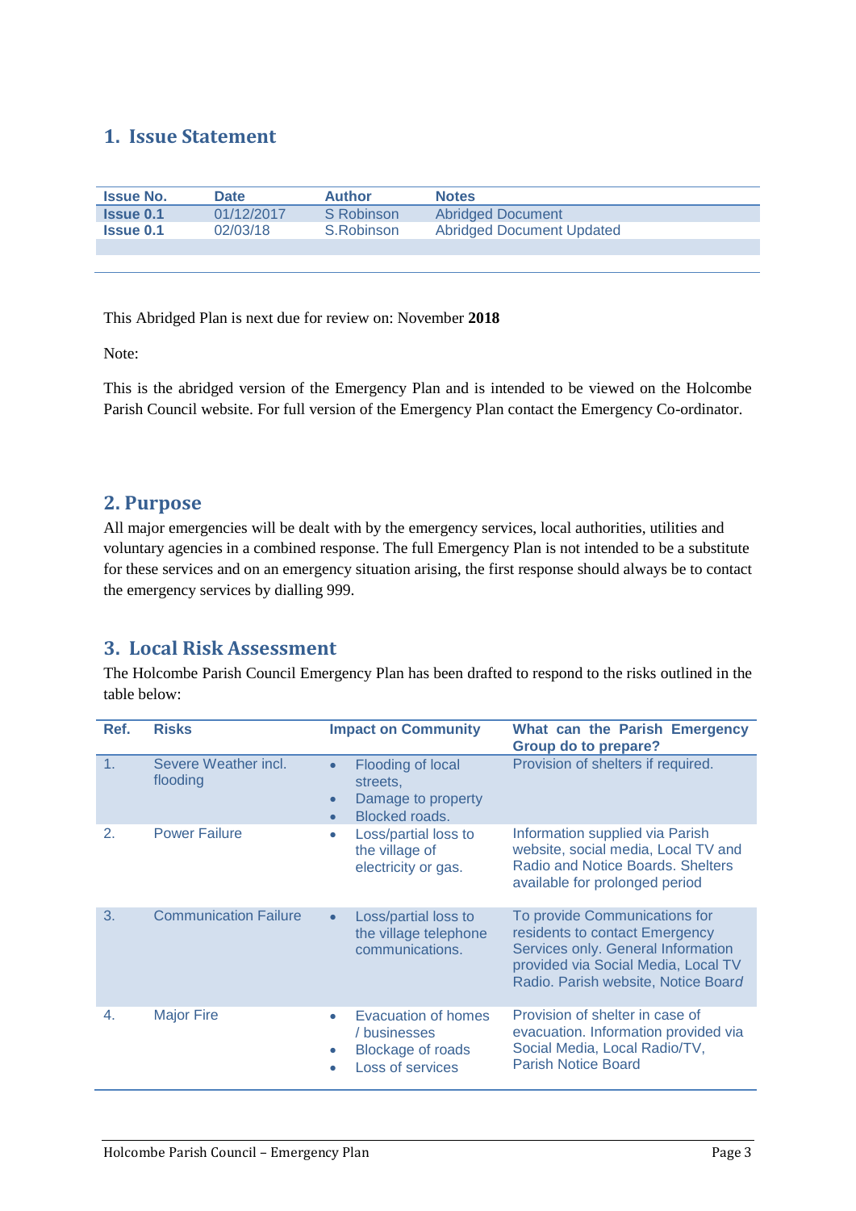## 1. Issue Statement

| Issue No. | Date | Author | Notes |
|---|---|---|---|
| **Issue 0.1** | 01/12/2017 | S Robinson | Abridged Document |
| **Issue 0.1** | 02/03/18 | S.Robinson | Abridged Document Updated |

This Abridged Plan is next due for review on: November **2018**

Note:

This is the abridged version of the Emergency Plan and is intended to be viewed on the Holcombe Parish Council website. For full version of the Emergency Plan contact the Emergency Co-ordinator.

## 2. Purpose

All major emergencies will be dealt with by the emergency services, local authorities, utilities and voluntary agencies in a combined response. The full Emergency Plan is not intended to be a substitute for these services and on an emergency situation arising, the first response should always be to contact the emergency services by dialling 999.

## 3. Local Risk Assessment

The Holcombe Parish Council Emergency Plan has been drafted to respond to the risks outlined in the table below:

| Ref. | Risks | Impact on Community | What can the Parish Emergency Group do to prepare? |
|---|---|---|---|
| 1. | Severe Weather incl. flooding | • Flooding of local streets,<br>• Damage to property<br>• Blocked roads. | Provision of shelters if required. |
| 2. | Power Failure | • Loss/partial loss to the village of electricity or gas. | Information supplied via Parish website, social media, Local TV and Radio and Notice Boards. Shelters available for prolonged period |
| 3. | Communication Failure | • Loss/partial loss to the village telephone communications. | To provide Communications for residents to contact Emergency Services only. General Information provided via Social Media, Local TV Radio. Parish website, Notice Board |
| 4. | Major Fire | • Evacuation of homes / businesses<br>• Blockage of roads<br>• Loss of services | Provision of shelter in case of evacuation. Information provided via Social Media, Local Radio/TV, Parish Notice Board |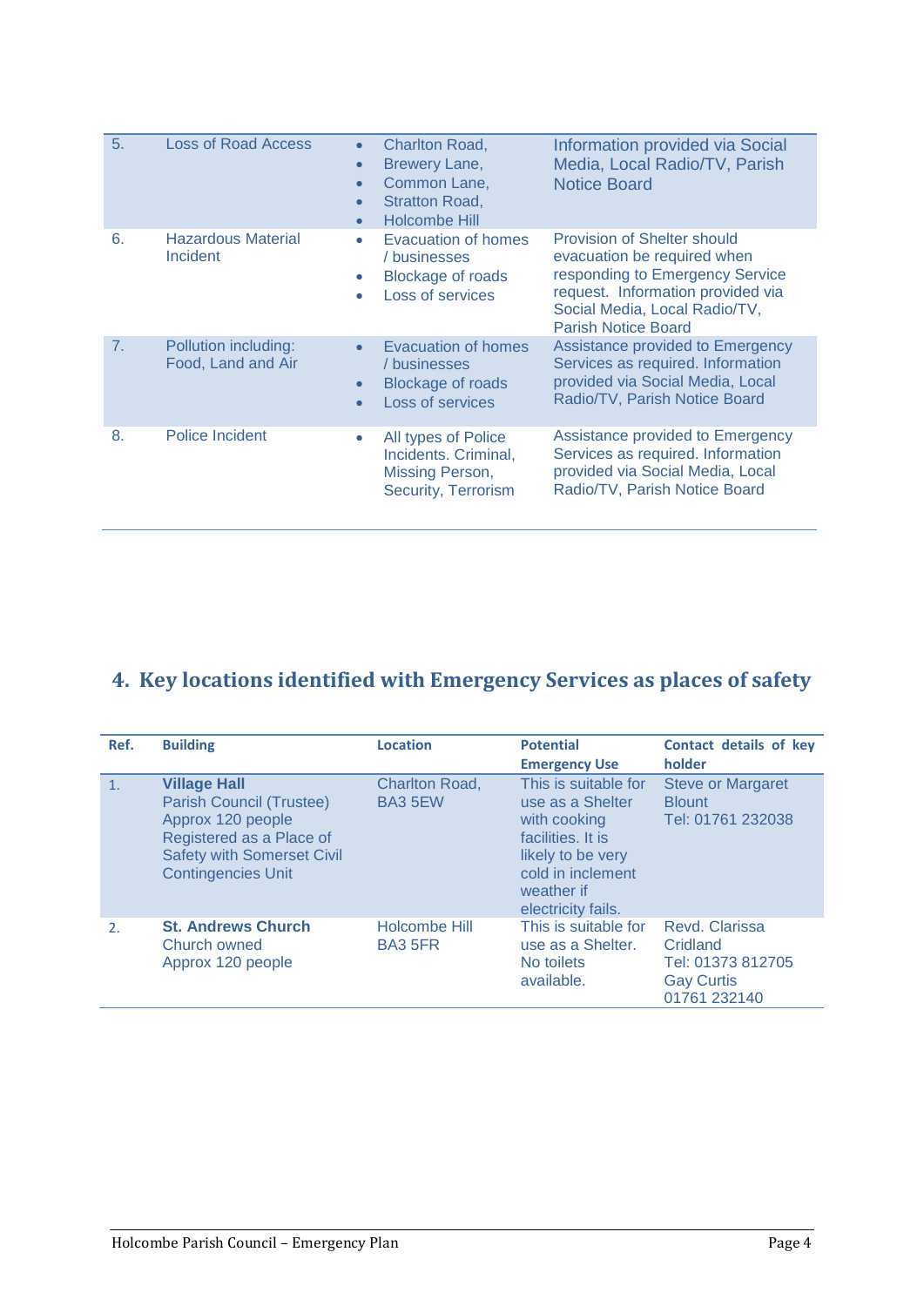| | | | |
|---|---|---|---|
| 5. | Loss of Road Access | • Charlton Road,<br>• Brewery Lane,<br>• Common Lane,<br>• Stratton Road,<br>• Holcombe Hill | Information provided via Social Media, Local Radio/TV, Parish Notice Board |
| 6. | Hazardous Material Incident | • Evacuation of homes / businesses<br>• Blockage of roads<br>• Loss of services | Provision of Shelter should evacuation be required when responding to Emergency Service request. Information provided via Social Media, Local Radio/TV, Parish Notice Board |
| 7. | Pollution including: Food, Land and Air | • Evacuation of homes / businesses<br>• Blockage of roads<br>• Loss of services | Assistance provided to Emergency Services as required. Information provided via Social Media, Local Radio/TV, Parish Notice Board |
| 8. | Police Incident | • All types of Police Incidents. Criminal, Missing Person, Security, Terrorism | Assistance provided to Emergency Services as required. Information provided via Social Media, Local Radio/TV, Parish Notice Board |

## 4. Key locations identified with Emergency Services as places of safety

| Ref. | Building | Location | Potential Emergency Use | Contact details of key holder |
|---|---|---|---|---|
| 1. | **Village Hall**<br>Parish Council (Trustee)<br>Approx 120 people<br>Registered as a Place of Safety with Somerset Civil Contingencies Unit | Charlton Road, BA3 5EW | This is suitable for use as a Shelter with cooking facilities. It is likely to be very cold in inclement weather if electricity fails. | Steve or Margaret Blount<br>Tel: 01761 232038 |
| 2. | **St. Andrews Church**<br>Church owned<br>Approx 120 people | Holcombe Hill BA3 5FR | This is suitable for use as a Shelter. No toilets available. | Revd. Clarissa Cridland<br>Tel: 01373 812705<br>Gay Curtis<br>01761 232140 |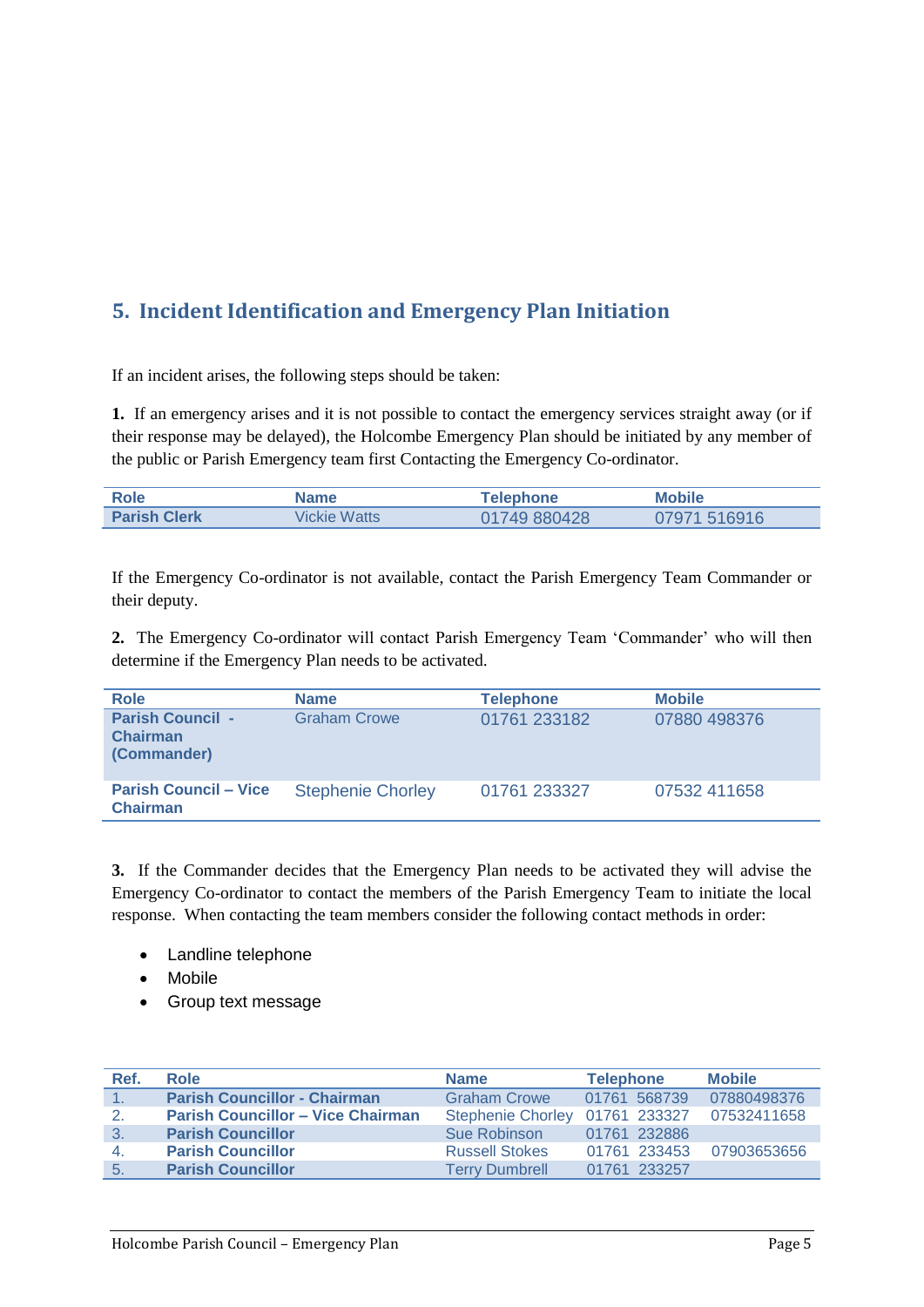## 5. Incident Identification and Emergency Plan Initiation

If an incident arises, the following steps should be taken:

**1.** If an emergency arises and it is not possible to contact the emergency services straight away (or if their response may be delayed), the Holcombe Emergency Plan should be initiated by any member of the public or Parish Emergency team first Contacting the Emergency Co-ordinator.

| Role | Name | Telephone | Mobile |
|---|---|---|---|
| **Parish Clerk** | Vickie Watts | 01749 880428 | 07971 516916 |

If the Emergency Co-ordinator is not available, contact the Parish Emergency Team Commander or their deputy.

**2.** The Emergency Co-ordinator will contact Parish Emergency Team 'Commander' who will then determine if the Emergency Plan needs to be activated.

| Role | Name | Telephone | Mobile |
|---|---|---|---|
| **Parish Council - Chairman (Commander)** | Graham Crowe | 01761 233182 | 07880 498376 |
| **Parish Council – Vice Chairman** | Stephenie Chorley | 01761 233327 | 07532 411658 |

**3.** If the Commander decides that the Emergency Plan needs to be activated they will advise the Emergency Co-ordinator to contact the members of the Parish Emergency Team to initiate the local response. When contacting the team members consider the following contact methods in order:

- Landline telephone
- Mobile
- Group text message

| Ref. | Role | Name | Telephone | Mobile |
|---|---|---|---|---|
| 1. | **Parish Councillor - Chairman** | Graham Crowe | 01761 568739 | 07880498376 |
| 2. | **Parish Councillor – Vice Chairman** | Stephenie Chorley | 01761 233327 | 07532411658 |
| 3. | **Parish Councillor** | Sue Robinson | 01761 232886 | |
| 4. | **Parish Councillor** | Russell Stokes | 01761 233453 | 07903653656 |
| 5. | **Parish Councillor** | Terry Dumbrell | 01761 233257 | |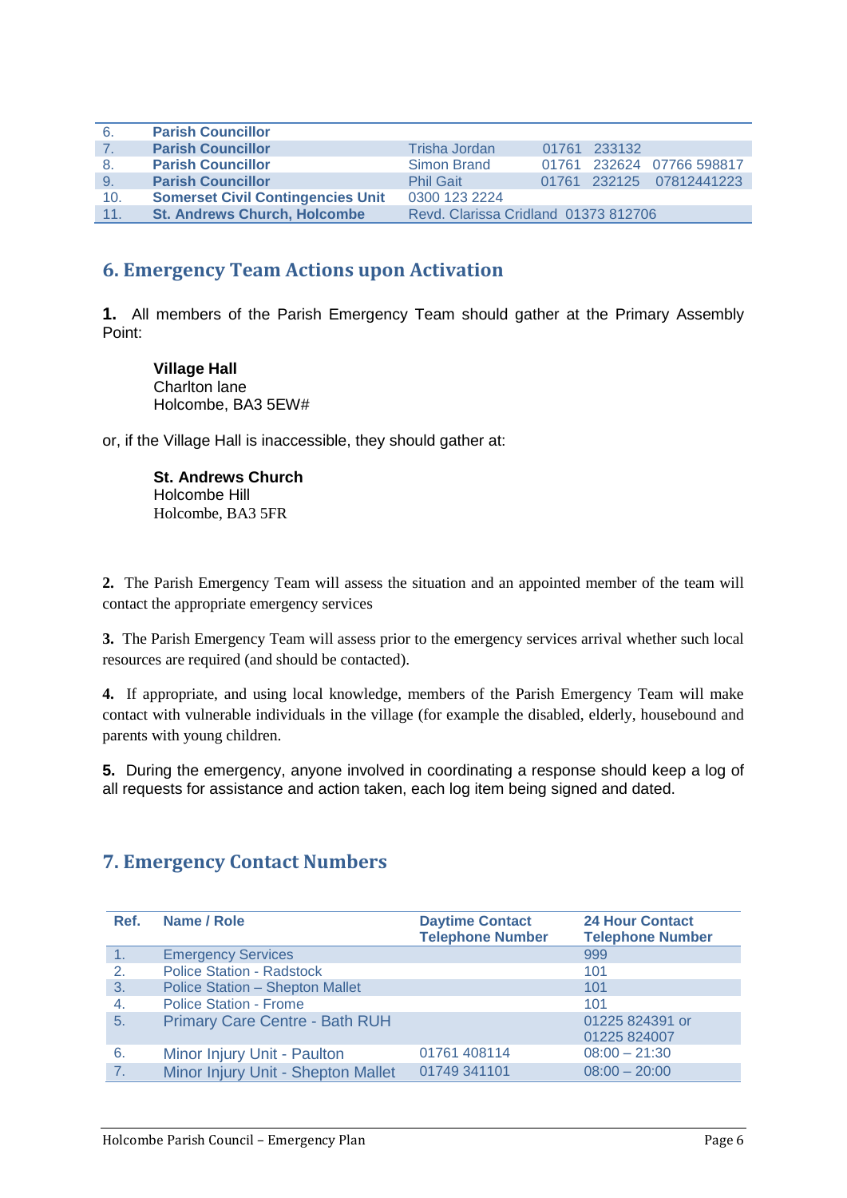| | | | | |
|---|---|---|---|---|
| 6. | **Parish Councillor** | | | |
| 7. | **Parish Councillor** | Trisha Jordan | 01761 233132 | |
| 8. | **Parish Councillor** | Simon Brand | 01761 232624 | 07766 598817 |
| 9. | **Parish Councillor** | Phil Gait | 01761 232125 | 07812441223 |
| 10. | **Somerset Civil Contingencies Unit** | 0300 123 2224 | | |
| 11. | **St. Andrews Church, Holcombe** | Revd. Clarissa Cridland | 01373 812706 | |

## 6. Emergency Team Actions upon Activation

**1.** All members of the Parish Emergency Team should gather at the Primary Assembly Point:

> **Village Hall**
> Charlton lane
> Holcombe, BA3 5EW#

or, if the Village Hall is inaccessible, they should gather at:

> **St. Andrews Church**
> Holcombe Hill
> Holcombe, BA3 5FR

**2.** The Parish Emergency Team will assess the situation and an appointed member of the team will contact the appropriate emergency services

**3.** The Parish Emergency Team will assess prior to the emergency services arrival whether such local resources are required (and should be contacted).

**4.** If appropriate, and using local knowledge, members of the Parish Emergency Team will make contact with vulnerable individuals in the village (for example the disabled, elderly, housebound and parents with young children.

**5.** During the emergency, anyone involved in coordinating a response should keep a log of all requests for assistance and action taken, each log item being signed and dated.

## 7. Emergency Contact Numbers

| Ref. | Name / Role | Daytime Contact Telephone Number | 24 Hour Contact Telephone Number |
|---|---|---|---|
| 1. | Emergency Services | | 999 |
| 2. | Police Station - Radstock | | 101 |
| 3. | Police Station – Shepton Mallet | | 101 |
| 4. | Police Station - Frome | | 101 |
| 5. | Primary Care Centre - Bath RUH | | 01225 824391 or 01225 824007 |
| 6. | Minor Injury Unit - Paulton | 01761 408114 | 08:00 – 21:30 |
| 7. | Minor Injury Unit - Shepton Mallet | 01749 341101 | 08:00 – 20:00 |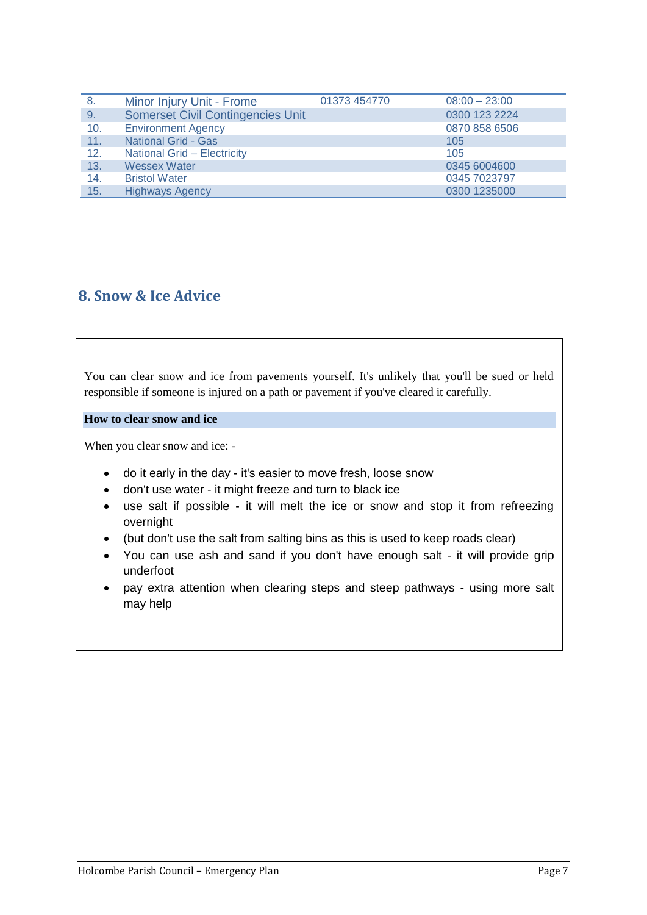| | | | |
|---|---|---|---|
| 8. | Minor Injury Unit - Frome | 01373 454770 | 08:00 – 23:00 |
| 9. | Somerset Civil Contingencies Unit | | 0300 123 2224 |
| 10. | Environment Agency | | 0870 858 6506 |
| 11. | National Grid - Gas | | 105 |
| 12. | National Grid – Electricity | | 105 |
| 13. | Wessex Water | | 0345 6004600 |
| 14. | Bristol Water | | 0345 7023797 |
| 15. | Highways Agency | | 0300 1235000 |

## 8. Snow & Ice Advice

You can clear snow and ice from pavements yourself. It's unlikely that you'll be sued or held responsible if someone is injured on a path or pavement if you've cleared it carefully.

**How to clear snow and ice**

When you clear snow and ice: -

- do it early in the day - it's easier to move fresh, loose snow
- don't use water - it might freeze and turn to black ice
- use salt if possible - it will melt the ice or snow and stop it from refreezing overnight
- (but don't use the salt from salting bins as this is used to keep roads clear)
- You can use ash and sand if you don't have enough salt - it will provide grip underfoot
- pay extra attention when clearing steps and steep pathways - using more salt may help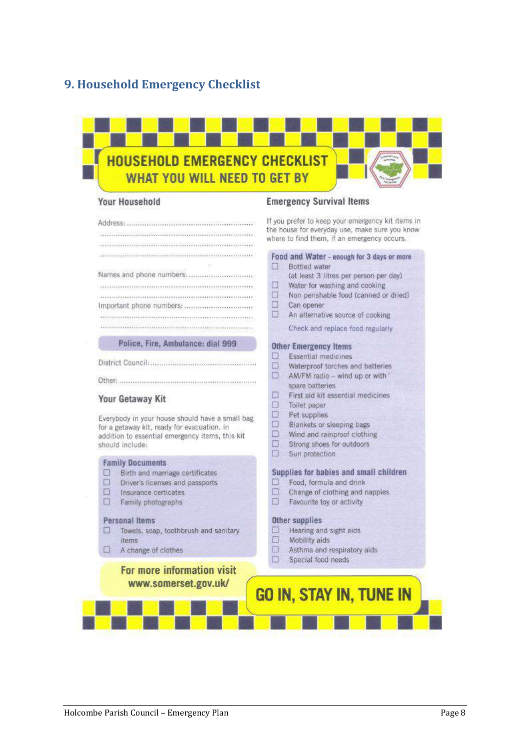## 9. Household Emergency Checklist

### HOUSEHOLD EMERGENCY CHECKLIST
### WHAT YOU WILL NEED TO GET BY

#### Your Household

Address: ..........................................................
..........................................................
..........................................................
..........................................................

Names and phone numbers: ..............................
..........................................................
..........................................................

Important phone numbers: ..............................
..........................................................
..........................................................

**Police, Fire, Ambulance: dial 999**

District Council: ..........................................................

Other: ..........................................................

#### Your Getaway Kit

Everybody in your house should have a small bag for a getaway kit, ready for evacuation. in addition to essential emergency items, this kit should include:

**Family Documents**

- ☐ Birth and marriage certificates
- ☐ Driver's licenses and passports
- ☐ Insurance certicates
- ☐ Family photographs

**Personal Items**

- ☐ Towels, soap, toothbrush and sanitary items
- ☐ A change of clothes

**For more information visit www.somerset.gov.uk/**

#### Emergency Survival Items

If you prefer to keep your emergency kit items in the house for everyday use, make sure you know where to find them, if an emergency occurs.

**Food and Water** - enough for 3 days or more

- ☐ Bottled water (at least 3 litres per person per day)
- ☐ Water for washing and cooking
- ☐ Non perishable food (canned or dried)
- ☐ Can opener
- ☐ An alternative source of cooking

Check and replace food regularly

**Other Emergency Items**

- ☐ Essential medicines
- ☐ Waterproof torches and batteries
- ☐ AM/FM radio – wind up or with spare batteries
- ☐ First aid kit essential medicines
- ☐ Toilet paper
- ☐ Pet supplies
- ☐ Blankets or sleeping bags
- ☐ Wind and rainproof clothing
- ☐ Strong shoes for outdoors
- ☐ Sun protection

**Supplies for babies and small children**

- ☐ Food, formula and drink
- ☐ Change of clothing and nappies
- ☐ Favourite toy or activity

**Other supplies**

- ☐ Hearing and sight aids
- ☐ Mobility aids
- ☐ Asthma and respiratory aids
- ☐ Special food needs

**GO IN, STAY IN, TUNE IN**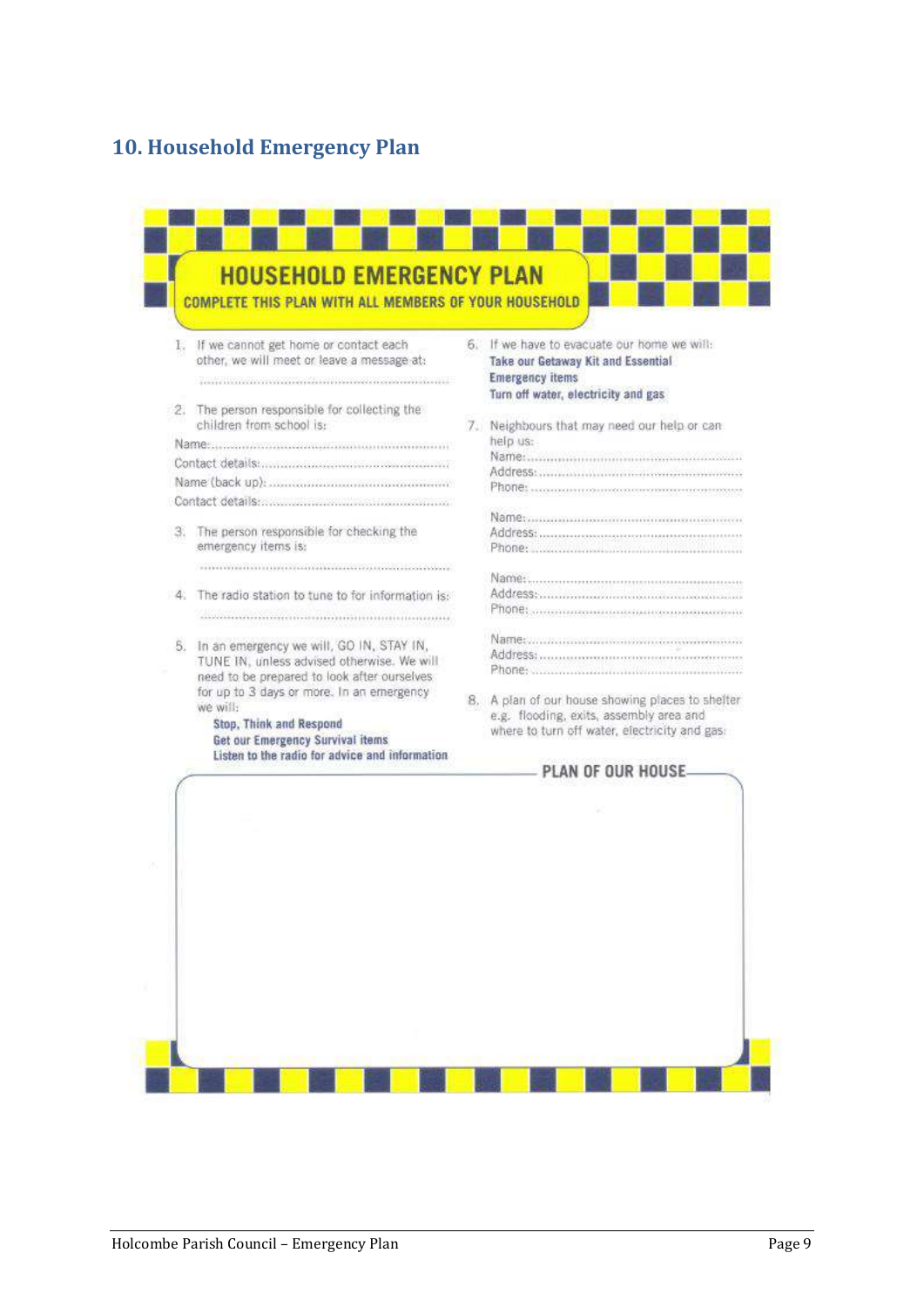## 10. Household Emergency Plan

### HOUSEHOLD EMERGENCY PLAN

COMPLETE THIS PLAN WITH ALL MEMBERS OF YOUR HOUSEHOLD

1. If we cannot get home or contact each other, we will meet or leave a message at:

   ...............................................................

2. The person responsible for collecting the children from school is:

   Name:...............................................................
   Contact details:...............................................................
   Name (back up): ...............................................................
   Contact details:...............................................................

3. The person responsible for checking the emergency items is:

   ...............................................................

4. The radio station to tune to for information is:

   ...............................................................

5. In an emergency we will, GO IN, STAY IN, TUNE IN, unless advised otherwise. We will need to be prepared to look after ourselves for up to 3 days or more. In an emergency we will:

   **Stop, Think and Respond**
   **Get our Emergency Survival items**
   **Listen to the radio for advice and information**

6. If we have to evacuate our home we will:

   **Take our Getaway Kit and Essential Emergency items**
   **Turn off water, electricity and gas**

7. Neighbours that may need our help or can help us:

   Name:...............................................................
   Address:...............................................................
   Phone: ...............................................................

   Name:...............................................................
   Address:...............................................................
   Phone: ...............................................................

   Name:...............................................................
   Address:...............................................................
   Phone: ...............................................................

   Name:...............................................................
   Address:...............................................................
   Phone: ...............................................................

8. A plan of our house showing places to shelter e.g. flooding, exits, assembly area and where to turn off water, electricity and gas:

**PLAN OF OUR HOUSE**